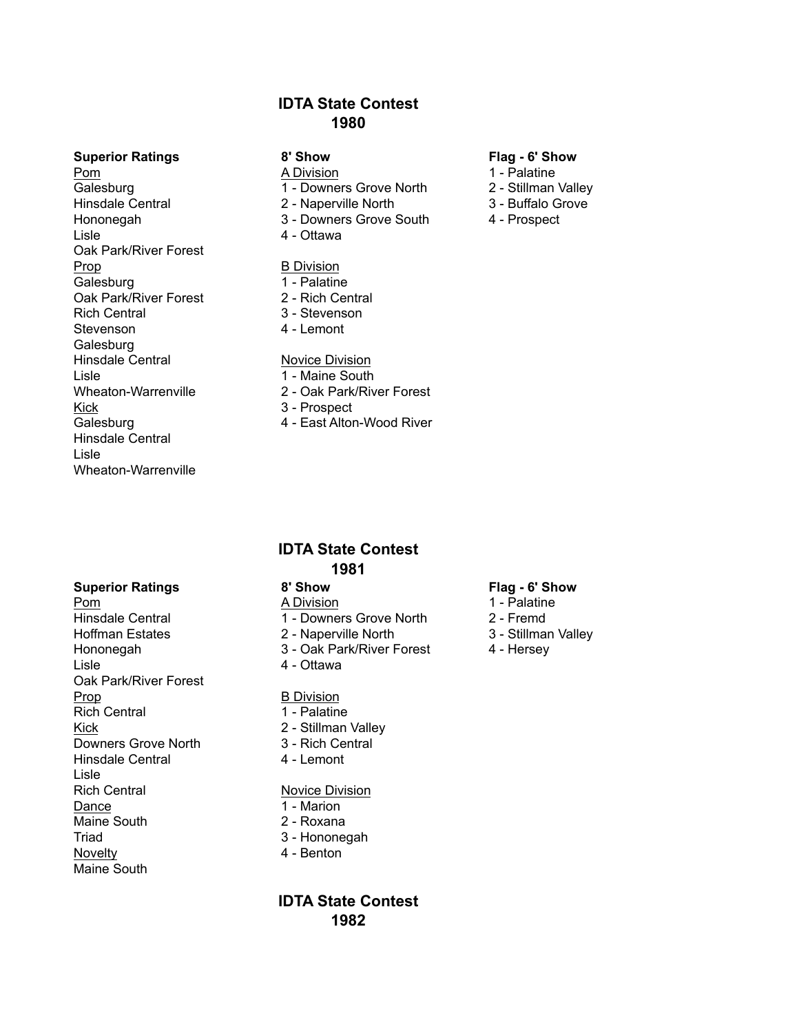# IDTA State Contest
# 1980

### Superior Ratings

Pom

Galesburg
Hinsdale Central
Hononegah
Lisle
Oak Park/River Forest

Prop

Galesburg
Oak Park/River Forest
Rich Central
Stevenson
Galesburg
Hinsdale Central
Lisle
Wheaton-Warrenville

Kick

Galesburg
Hinsdale Central
Lisle
Wheaton-Warrenville

### 8' Show

A Division

1 - Downers Grove North
2 - Naperville North
3 - Downers Grove South
4 - Ottawa

B Division

1 - Palatine
2 - Rich Central
3 - Stevenson
4 - Lemont

Novice Division

1 - Maine South
2 - Oak Park/River Forest
3 - Prospect
4 - East Alton-Wood River

### Flag - 6' Show

1 - Palatine
2 - Stillman Valley
3 - Buffalo Grove
4 - Prospect

# IDTA State Contest
# 1981

### Superior Ratings

Pom

Hinsdale Central
Hoffman Estates
Hononegah
Lisle
Oak Park/River Forest

Prop

Rich Central

Kick

Downers Grove North
Hinsdale Central
Lisle
Rich Central

Dance

Maine South
Triad

Novelty

Maine South

### 8' Show

A Division

1 - Downers Grove North
2 - Naperville North
3 - Oak Park/River Forest
4 - Ottawa

B Division

1 - Palatine
2 - Stillman Valley
3 - Rich Central
4 - Lemont

Novice Division

1 - Marion
2 - Roxana
3 - Hononegah
4 - Benton

### Flag - 6' Show

1 - Palatine
2 - Fremd
3 - Stillman Valley
4 - Hersey

# IDTA State Contest
# 1982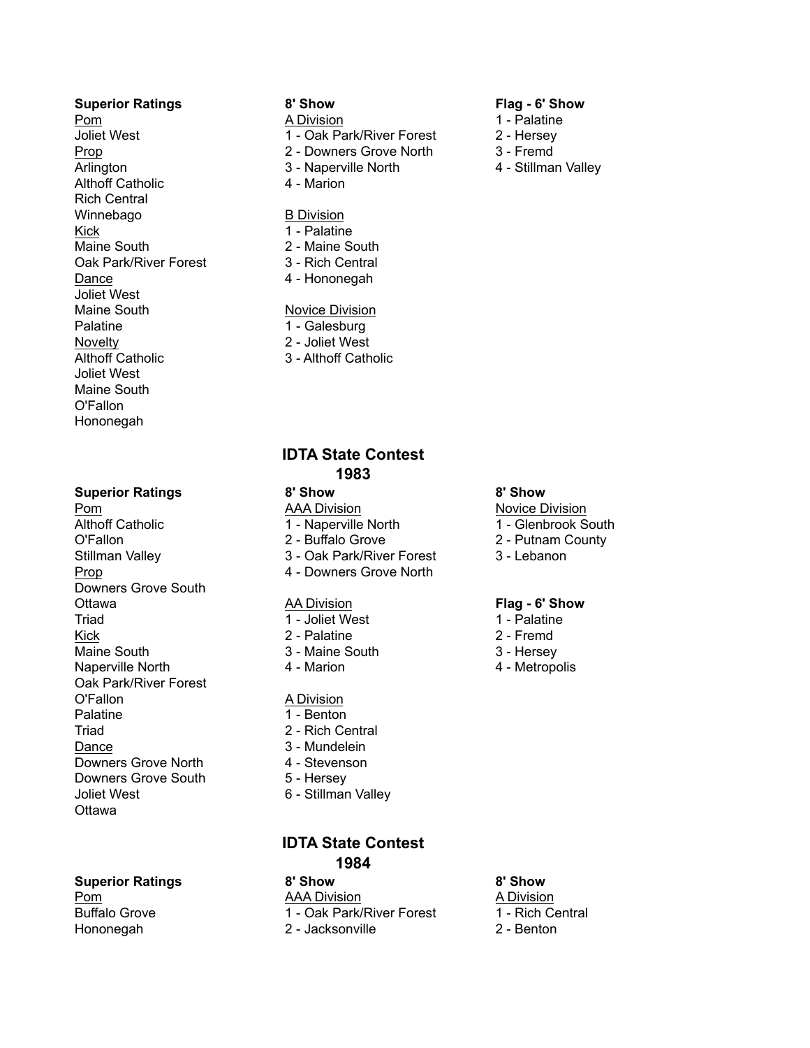**Superior Ratings**

Pom
Joliet West

Prop
Arlington
Althoff Catholic
Rich Central
Winnebago

Kick
Maine South
Oak Park/River Forest

Dance
Joliet West
Maine South
Palatine

Novelty
Althoff Catholic
Joliet West
Maine South
O'Fallon
Hononegah

**8' Show**

A Division
1 - Oak Park/River Forest
2 - Downers Grove North
3 - Naperville North
4 - Marion

B Division
1 - Palatine
2 - Maine South
3 - Rich Central
4 - Hononegah

Novice Division
1 - Galesburg
2 - Joliet West
3 - Althoff Catholic

**Flag - 6' Show**
1 - Palatine
2 - Hersey
3 - Fremd
4 - Stillman Valley

## IDTA State Contest 1983

**Superior Ratings**

Pom
Althoff Catholic
O'Fallon
Stillman Valley

Prop
Downers Grove South
Ottawa
Triad

Kick
Maine South
Naperville North
Oak Park/River Forest
O'Fallon
Palatine
Triad

Dance
Downers Grove North
Downers Grove South
Joliet West
Ottawa

**8' Show**

AAA Division
1 - Naperville North
2 - Buffalo Grove
3 - Oak Park/River Forest
4 - Downers Grove North

AA Division
1 - Joliet West
2 - Palatine
3 - Maine South
4 - Marion

A Division
1 - Benton
2 - Rich Central
3 - Mundelein
4 - Stevenson
5 - Hersey
6 - Stillman Valley

**8' Show**

Novice Division
1 - Glenbrook South
2 - Putnam County
3 - Lebanon

**Flag - 6' Show**
1 - Palatine
2 - Fremd
3 - Hersey
4 - Metropolis

## IDTA State Contest 1984

**Superior Ratings**

Pom
Buffalo Grove
Hononegah

**8' Show**

AAA Division
1 - Oak Park/River Forest
2 - Jacksonville

**8' Show**

A Division
1 - Rich Central
2 - Benton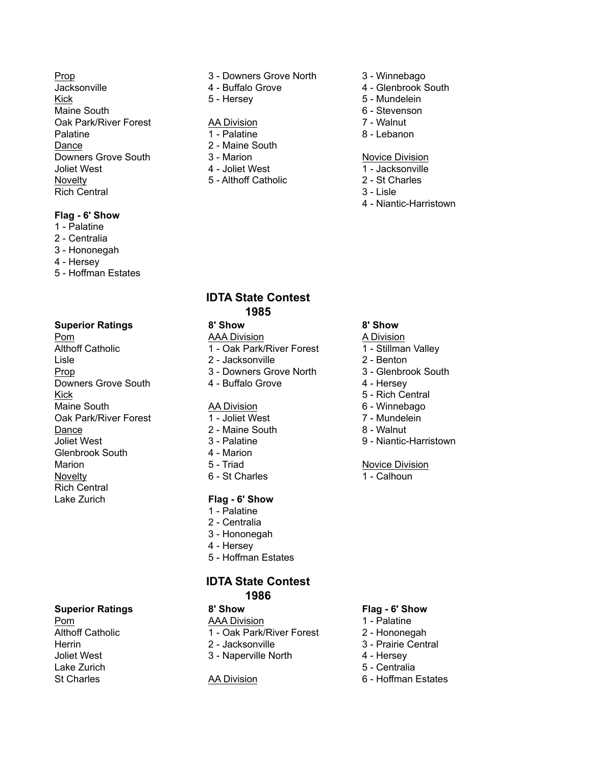Prop
Jacksonville
Kick
Maine South
Oak Park/River Forest
Palatine
Dance
Downers Grove South
Joliet West
Novelty
Rich Central

**Flag - 6' Show**

1 - Palatine
2 - Centralia
3 - Hononegah
4 - Hersey
5 - Hoffman Estates

3 - Downers Grove North
4 - Buffalo Grove
5 - Hersey

AA Division

1 - Palatine
2 - Maine South
3 - Marion
4 - Joliet West
5 - Althoff Catholic

3 - Winnebago
4 - Glenbrook South
5 - Mundelein
6 - Stevenson
7 - Walnut
8 - Lebanon

Novice Division

1 - Jacksonville
2 - St Charles
3 - Lisle
4 - Niantic-Harristown

## IDTA State Contest 1985

**Superior Ratings**

Pom
Althoff Catholic
Lisle
Prop
Downers Grove South
Kick
Maine South
Oak Park/River Forest
Dance
Joliet West
Glenbrook South
Marion
Novelty
Rich Central
Lake Zurich

**8' Show**

AAA Division

1 - Oak Park/River Forest
2 - Jacksonville
3 - Downers Grove North
4 - Buffalo Grove

AA Division

1 - Joliet West
2 - Maine South
3 - Palatine
4 - Marion
5 - Triad
6 - St Charles

**Flag - 6' Show**

1 - Palatine
2 - Centralia
3 - Hononegah
4 - Hersey
5 - Hoffman Estates

**8' Show**

A Division

1 - Stillman Valley
2 - Benton
3 - Glenbrook South
4 - Hersey
5 - Rich Central
6 - Winnebago
7 - Mundelein
8 - Walnut
9 - Niantic-Harristown

Novice Division

1 - Calhoun

## IDTA State Contest 1986

**Superior Ratings**

Pom
Althoff Catholic
Herrin
Joliet West
Lake Zurich
St Charles

**8' Show**

AAA Division

1 - Oak Park/River Forest
2 - Jacksonville
3 - Naperville North

AA Division

**Flag - 6' Show**

1 - Palatine
2 - Hononegah
3 - Prairie Central
4 - Hersey
5 - Centralia
6 - Hoffman Estates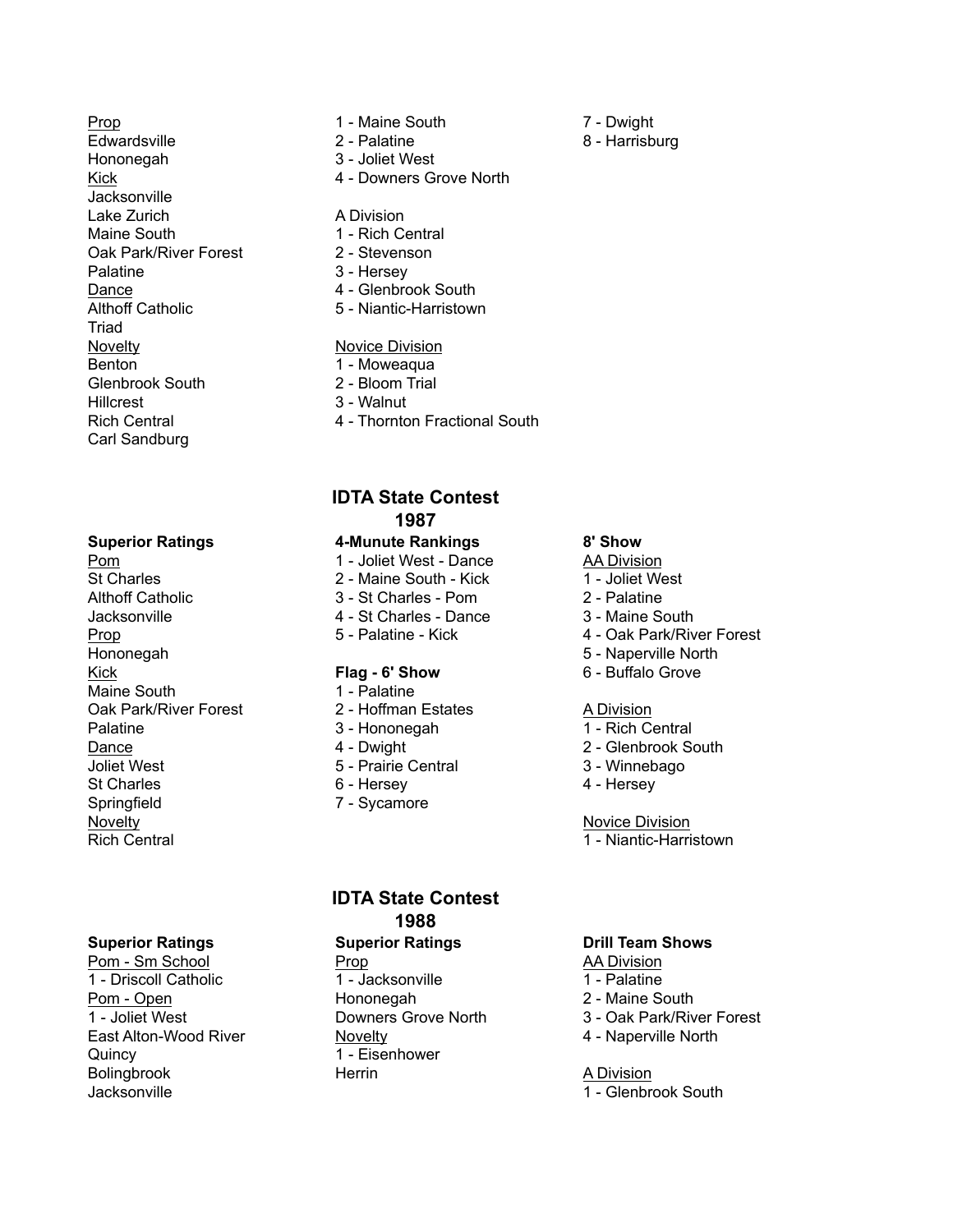Prop
Edwardsville
Hononegah
Kick
Jacksonville
Lake Zurich
Maine South
Oak Park/River Forest
Palatine
Dance
Althoff Catholic
Triad
Novelty
Benton
Glenbrook South
Hillcrest
Rich Central
Carl Sandburg

1 - Maine South
2 - Palatine
3 - Joliet West
4 - Downers Grove North

A Division
1 - Rich Central
2 - Stevenson
3 - Hersey
4 - Glenbrook South
5 - Niantic-Harristown

Novice Division
1 - Moweaqua
2 - Bloom Trial
3 - Walnut
4 - Thornton Fractional South

7 - Dwight
8 - Harrisburg

## IDTA State Contest 1987

**Superior Ratings**

Pom
St Charles
Althoff Catholic
Jacksonville
Prop
Hononegah
Kick
Maine South
Oak Park/River Forest
Palatine
Dance
Joliet West
St Charles
Springfield
Novelty
Rich Central

**4-Munute Rankings**

1 - Joliet West - Dance
2 - Maine South - Kick
3 - St Charles - Pom
4 - St Charles - Dance
5 - Palatine - Kick

**Flag - 6' Show**

1 - Palatine
2 - Hoffman Estates
3 - Hononegah
4 - Dwight
5 - Prairie Central
6 - Hersey
7 - Sycamore

**8' Show**

AA Division
1 - Joliet West
2 - Palatine
3 - Maine South
4 - Oak Park/River Forest
5 - Naperville North
6 - Buffalo Grove

A Division
1 - Rich Central
2 - Glenbrook South
3 - Winnebago
4 - Hersey

Novice Division
1 - Niantic-Harristown

## IDTA State Contest 1988

**Superior Ratings**

Pom - Sm School
1 - Driscoll Catholic
Pom - Open
1 - Joliet West
East Alton-Wood River
Quincy
Bolingbrook
Jacksonville

**Superior Ratings**

Prop
1 - Jacksonville
Hononegah
Downers Grove North
Novelty
1 - Eisenhower
Herrin

**Drill Team Shows**

AA Division
1 - Palatine
2 - Maine South
3 - Oak Park/River Forest
4 - Naperville North

A Division
1 - Glenbrook South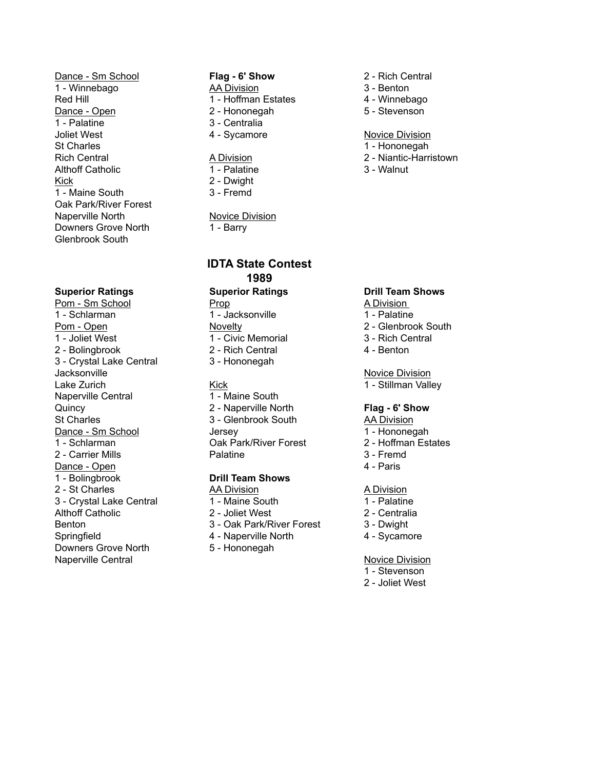Dance - Sm School
1 - Winnebago
Red Hill

Dance - Open
1 - Palatine
Joliet West
St Charles
Rich Central
Althoff Catholic

Kick
1 - Maine South
Oak Park/River Forest
Naperville North
Downers Grove North
Glenbrook South

**Flag - 6' Show**

AA Division
1 - Hoffman Estates
2 - Hononegah
3 - Centralia
4 - Sycamore

A Division
1 - Palatine
2 - Dwight
3 - Fremd

Novice Division
1 - Barry

2 - Rich Central
3 - Benton
4 - Winnebago
5 - Stevenson

Novice Division
1 - Hononegah
2 - Niantic-Harristown
3 - Walnut

## IDTA State Contest 1989

**Superior Ratings**

Pom - Sm School
1 - Schlarman

Pom - Open
1 - Joliet West
2 - Bolingbrook
3 - Crystal Lake Central
Jacksonville
Lake Zurich
Naperville Central
Quincy
St Charles

Dance - Sm School
1 - Schlarman
2 - Carrier Mills

Dance - Open
1 - Bolingbrook
2 - St Charles
3 - Crystal Lake Central
Althoff Catholic
Benton
Springfield
Downers Grove North
Naperville Central

**Superior Ratings**

Prop
1 - Jacksonville

Novelty
1 - Civic Memorial
2 - Rich Central
3 - Hononegah

Kick
1 - Maine South
2 - Naperville North
3 - Glenbrook South
Jersey
Oak Park/River Forest
Palatine

**Drill Team Shows**

AA Division
1 - Maine South
2 - Joliet West
3 - Oak Park/River Forest
4 - Naperville North
5 - Hononegah

**Drill Team Shows**

A Division
1 - Palatine
2 - Glenbrook South
3 - Rich Central
4 - Benton

Novice Division
1 - Stillman Valley

**Flag - 6' Show**

AA Division
1 - Hononegah
2 - Hoffman Estates
3 - Fremd
4 - Paris

A Division
1 - Palatine
2 - Centralia
3 - Dwight
4 - Sycamore

Novice Division
1 - Stevenson
2 - Joliet West